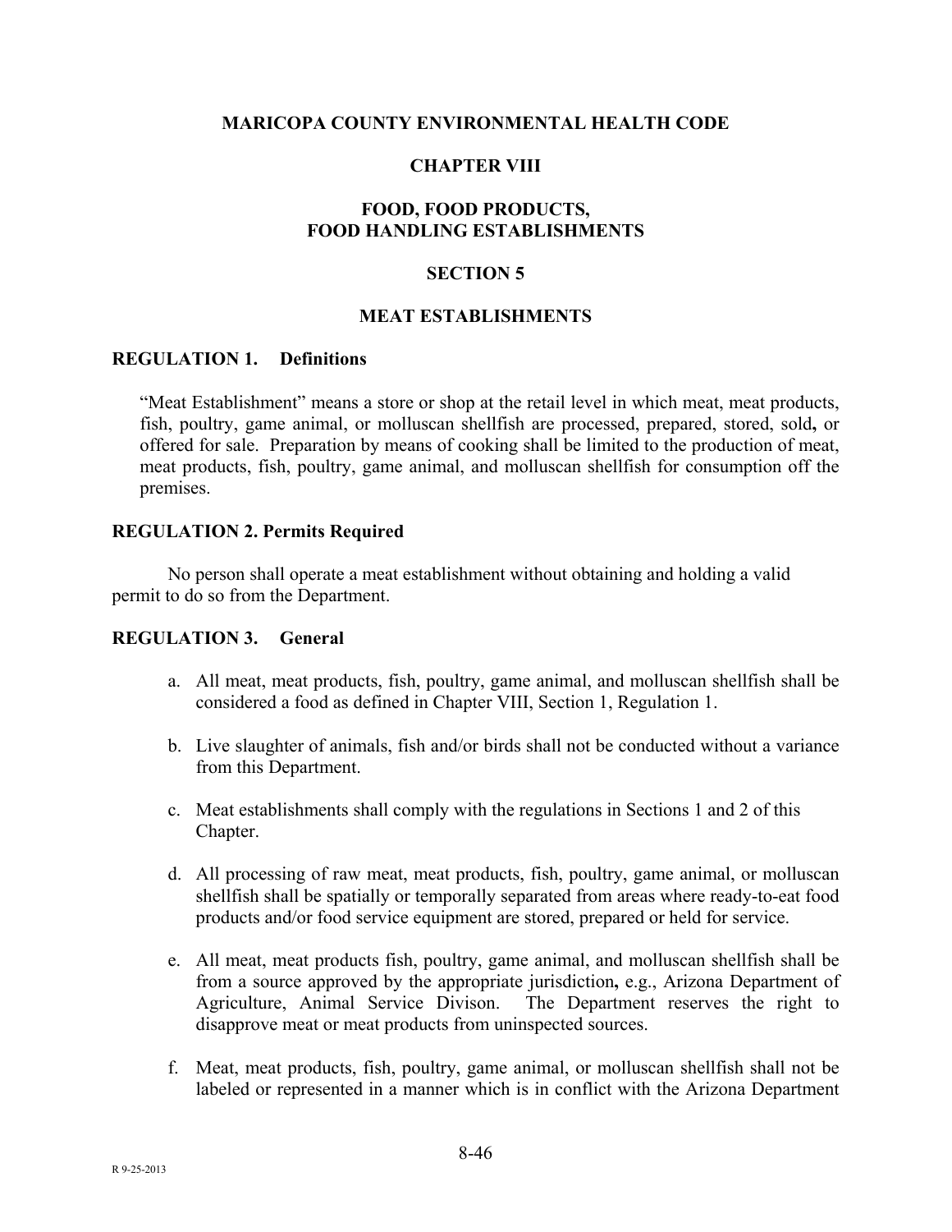# MARICOPA COUNTY ENVIRONMENTAL HEALTH CODE

## CHAPTER VIII

## FOOD, FOOD PRODUCTS, FOOD HANDLING ESTABLISHMENTS

## SECTION 5

## MEAT ESTABLISHMENTS

### REGULATION 1. Definitions

"Meat Establishment" means a store or shop at the retail level in which meat, meat products, fish, poultry, game animal, or molluscan shellfish are processed, prepared, stored, sold**,** or offered for sale. Preparation by means of cooking shall be limited to the production of meat, meat products, fish, poultry, game animal, and molluscan shellfish for consumption off the premises.

### REGULATION 2. Permits Required

No person shall operate a meat establishment without obtaining and holding a valid permit to do so from the Department.

### REGULATION 3. General

a. All meat, meat products, fish, poultry, game animal, and molluscan shellfish shall be considered a food as defined in Chapter VIII, Section 1, Regulation 1.

b. Live slaughter of animals, fish and/or birds shall not be conducted without a variance from this Department.

c. Meat establishments shall comply with the regulations in Sections 1 and 2 of this Chapter.

d. All processing of raw meat, meat products, fish, poultry, game animal, or molluscan shellfish shall be spatially or temporally separated from areas where ready-to-eat food products and/or food service equipment are stored, prepared or held for service.

e. All meat, meat products fish, poultry, game animal, and molluscan shellfish shall be from a source approved by the appropriate jurisdiction**,** e.g., Arizona Department of Agriculture, Animal Service Divison. The Department reserves the right to disapprove meat or meat products from uninspected sources.

f. Meat, meat products, fish, poultry, game animal, or molluscan shellfish shall not be labeled or represented in a manner which is in conflict with the Arizona Department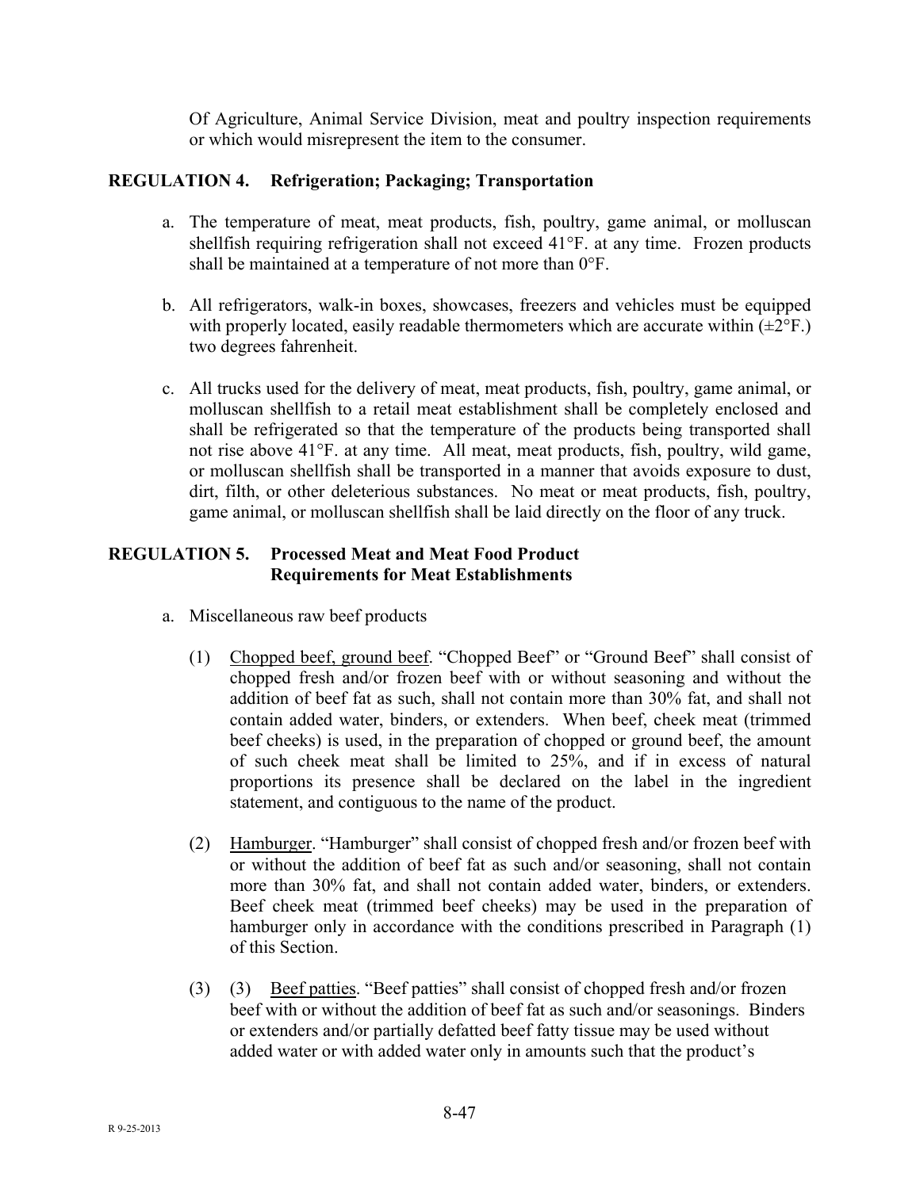Of Agriculture, Animal Service Division, meat and poultry inspection requirements or which would misrepresent the item to the consumer.

### REGULATION 4. Refrigeration; Packaging; Transportation

a. The temperature of meat, meat products, fish, poultry, game animal, or molluscan shellfish requiring refrigeration shall not exceed 41°F. at any time. Frozen products shall be maintained at a temperature of not more than 0°F.

b. All refrigerators, walk-in boxes, showcases, freezers and vehicles must be equipped with properly located, easily readable thermometers which are accurate within (±2°F.) two degrees fahrenheit.

c. All trucks used for the delivery of meat, meat products, fish, poultry, game animal, or molluscan shellfish to a retail meat establishment shall be completely enclosed and shall be refrigerated so that the temperature of the products being transported shall not rise above 41°F. at any time. All meat, meat products, fish, poultry, wild game, or molluscan shellfish shall be transported in a manner that avoids exposure to dust, dirt, filth, or other deleterious substances. No meat or meat products, fish, poultry, game animal, or molluscan shellfish shall be laid directly on the floor of any truck.

### REGULATION 5. Processed Meat and Meat Food Product Requirements for Meat Establishments

a. Miscellaneous raw beef products

(1) Chopped beef, ground beef. "Chopped Beef" or "Ground Beef" shall consist of chopped fresh and/or frozen beef with or without seasoning and without the addition of beef fat as such, shall not contain more than 30% fat, and shall not contain added water, binders, or extenders. When beef, cheek meat (trimmed beef cheeks) is used, in the preparation of chopped or ground beef, the amount of such cheek meat shall be limited to 25%, and if in excess of natural proportions its presence shall be declared on the label in the ingredient statement, and contiguous to the name of the product.

(2) Hamburger. "Hamburger" shall consist of chopped fresh and/or frozen beef with or without the addition of beef fat as such and/or seasoning, shall not contain more than 30% fat, and shall not contain added water, binders, or extenders. Beef cheek meat (trimmed beef cheeks) may be used in the preparation of hamburger only in accordance with the conditions prescribed in Paragraph (1) of this Section.

(3) (3) Beef patties. "Beef patties" shall consist of chopped fresh and/or frozen beef with or without the addition of beef fat as such and/or seasonings. Binders or extenders and/or partially defatted beef fatty tissue may be used without added water or with added water only in amounts such that the product's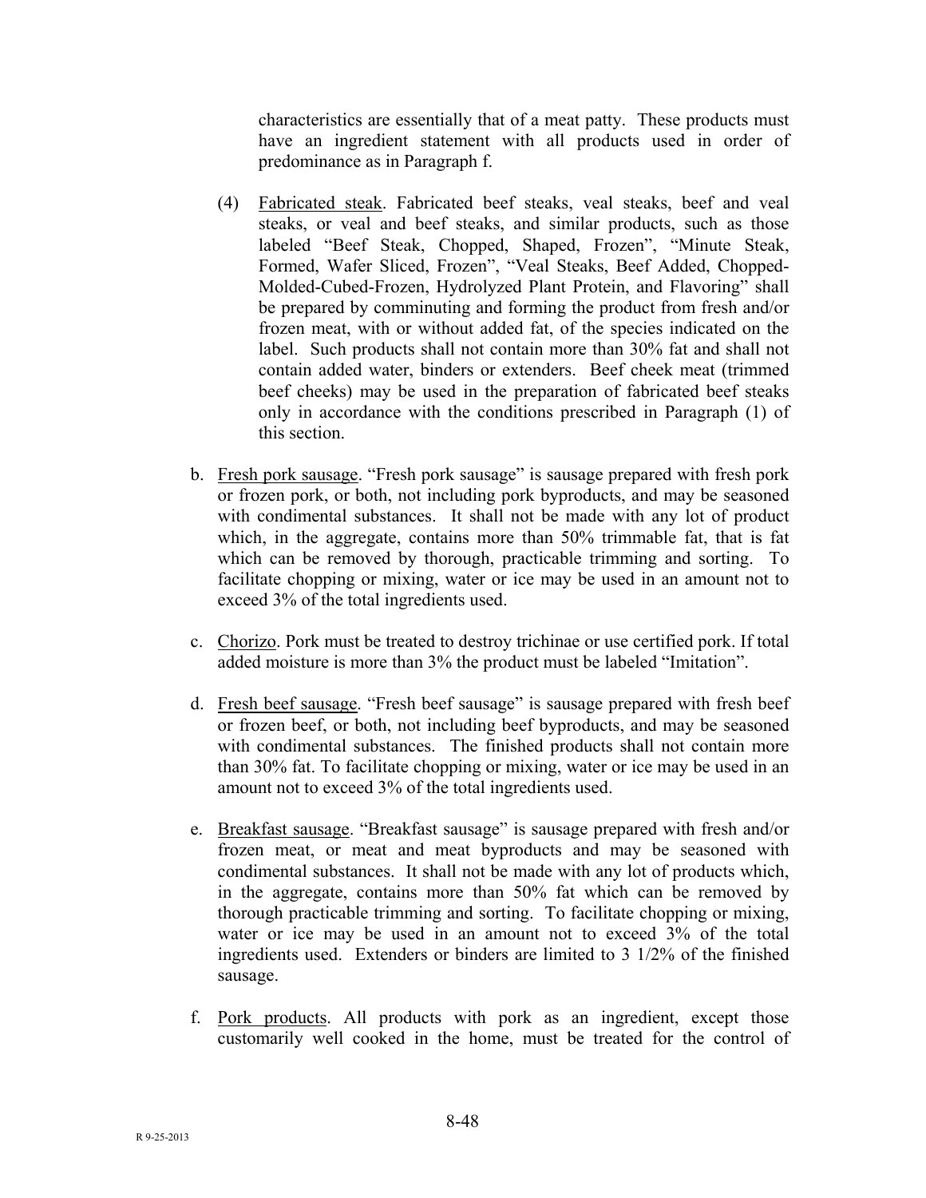characteristics are essentially that of a meat patty. These products must have an ingredient statement with all products used in order of predominance as in Paragraph f.

(4) Fabricated steak. Fabricated beef steaks, veal steaks, beef and veal steaks, or veal and beef steaks, and similar products, such as those labeled "Beef Steak, Chopped, Shaped, Frozen", "Minute Steak, Formed, Wafer Sliced, Frozen", "Veal Steaks, Beef Added, Chopped-Molded-Cubed-Frozen, Hydrolyzed Plant Protein, and Flavoring" shall be prepared by comminuting and forming the product from fresh and/or frozen meat, with or without added fat, of the species indicated on the label. Such products shall not contain more than 30% fat and shall not contain added water, binders or extenders. Beef cheek meat (trimmed beef cheeks) may be used in the preparation of fabricated beef steaks only in accordance with the conditions prescribed in Paragraph (1) of this section.

b. Fresh pork sausage. "Fresh pork sausage" is sausage prepared with fresh pork or frozen pork, or both, not including pork byproducts, and may be seasoned with condimental substances. It shall not be made with any lot of product which, in the aggregate, contains more than 50% trimmable fat, that is fat which can be removed by thorough, practicable trimming and sorting. To facilitate chopping or mixing, water or ice may be used in an amount not to exceed 3% of the total ingredients used.

c. Chorizo. Pork must be treated to destroy trichinae or use certified pork. If total added moisture is more than 3% the product must be labeled "Imitation".

d. Fresh beef sausage. "Fresh beef sausage" is sausage prepared with fresh beef or frozen beef, or both, not including beef byproducts, and may be seasoned with condimental substances. The finished products shall not contain more than 30% fat. To facilitate chopping or mixing, water or ice may be used in an amount not to exceed 3% of the total ingredients used.

e. Breakfast sausage. "Breakfast sausage" is sausage prepared with fresh and/or frozen meat, or meat and meat byproducts and may be seasoned with condimental substances. It shall not be made with any lot of products which, in the aggregate, contains more than 50% fat which can be removed by thorough practicable trimming and sorting. To facilitate chopping or mixing, water or ice may be used in an amount not to exceed 3% of the total ingredients used. Extenders or binders are limited to 3 1/2% of the finished sausage.

f. Pork products. All products with pork as an ingredient, except those customarily well cooked in the home, must be treated for the control of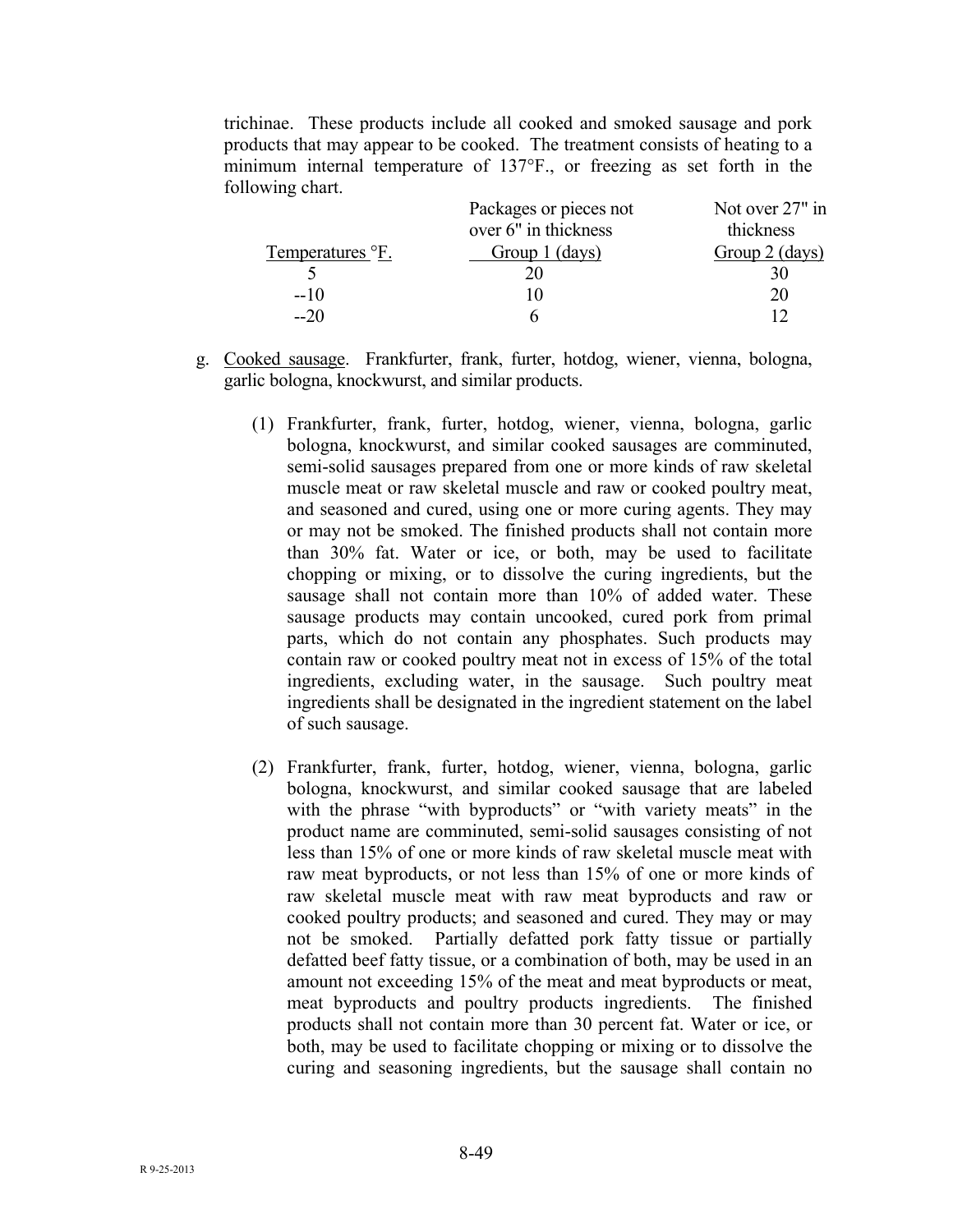trichinae. These products include all cooked and smoked sausage and pork products that may appear to be cooked. The treatment consists of heating to a minimum internal temperature of 137°F., or freezing as set forth in the following chart.

| Temperatures °F. | Packages or pieces not over 6" in thickness Group 1 (days) | Not over 27" in thickness Group 2 (days) |
|---|---|---|
| 5 | 20 | 30 |
| --10 | 10 | 20 |
| --20 | 6 | 12 |

g. Cooked sausage. Frankfurter, frank, furter, hotdog, wiener, vienna, bologna, garlic bologna, knockwurst, and similar products.

(1) Frankfurter, frank, furter, hotdog, wiener, vienna, bologna, garlic bologna, knockwurst, and similar cooked sausages are comminuted, semi-solid sausages prepared from one or more kinds of raw skeletal muscle meat or raw skeletal muscle and raw or cooked poultry meat, and seasoned and cured, using one or more curing agents. They may or may not be smoked. The finished products shall not contain more than 30% fat. Water or ice, or both, may be used to facilitate chopping or mixing, or to dissolve the curing ingredients, but the sausage shall not contain more than 10% of added water. These sausage products may contain uncooked, cured pork from primal parts, which do not contain any phosphates. Such products may contain raw or cooked poultry meat not in excess of 15% of the total ingredients, excluding water, in the sausage. Such poultry meat ingredients shall be designated in the ingredient statement on the label of such sausage.

(2) Frankfurter, frank, furter, hotdog, wiener, vienna, bologna, garlic bologna, knockwurst, and similar cooked sausage that are labeled with the phrase "with byproducts" or "with variety meats" in the product name are comminuted, semi-solid sausages consisting of not less than 15% of one or more kinds of raw skeletal muscle meat with raw meat byproducts, or not less than 15% of one or more kinds of raw skeletal muscle meat with raw meat byproducts and raw or cooked poultry products; and seasoned and cured. They may or may not be smoked. Partially defatted pork fatty tissue or partially defatted beef fatty tissue, or a combination of both, may be used in an amount not exceeding 15% of the meat and meat byproducts or meat, meat byproducts and poultry products ingredients. The finished products shall not contain more than 30 percent fat. Water or ice, or both, may be used to facilitate chopping or mixing or to dissolve the curing and seasoning ingredients, but the sausage shall contain no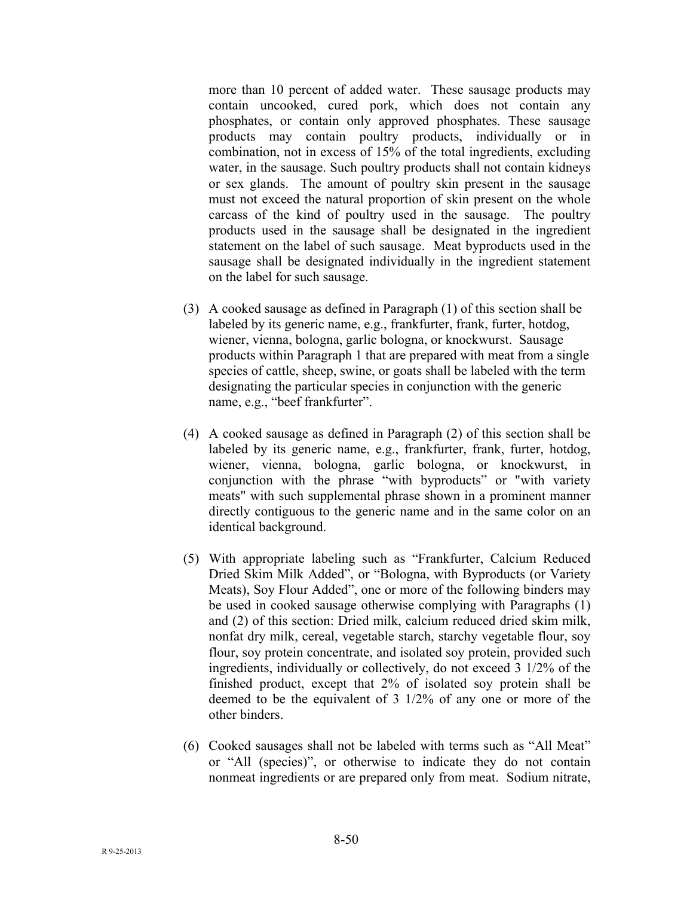more than 10 percent of added water. These sausage products may contain uncooked, cured pork, which does not contain any phosphates, or contain only approved phosphates. These sausage products may contain poultry products, individually or in combination, not in excess of 15% of the total ingredients, excluding water, in the sausage. Such poultry products shall not contain kidneys or sex glands. The amount of poultry skin present in the sausage must not exceed the natural proportion of skin present on the whole carcass of the kind of poultry used in the sausage. The poultry products used in the sausage shall be designated in the ingredient statement on the label of such sausage. Meat byproducts used in the sausage shall be designated individually in the ingredient statement on the label for such sausage.

(3) A cooked sausage as defined in Paragraph (1) of this section shall be labeled by its generic name, e.g., frankfurter, frank, furter, hotdog, wiener, vienna, bologna, garlic bologna, or knockwurst. Sausage products within Paragraph 1 that are prepared with meat from a single species of cattle, sheep, swine, or goats shall be labeled with the term designating the particular species in conjunction with the generic name, e.g., "beef frankfurter".

(4) A cooked sausage as defined in Paragraph (2) of this section shall be labeled by its generic name, e.g., frankfurter, frank, furter, hotdog, wiener, vienna, bologna, garlic bologna, or knockwurst, in conjunction with the phrase "with byproducts" or "with variety meats" with such supplemental phrase shown in a prominent manner directly contiguous to the generic name and in the same color on an identical background.

(5) With appropriate labeling such as "Frankfurter, Calcium Reduced Dried Skim Milk Added", or "Bologna, with Byproducts (or Variety Meats), Soy Flour Added", one or more of the following binders may be used in cooked sausage otherwise complying with Paragraphs (1) and (2) of this section: Dried milk, calcium reduced dried skim milk, nonfat dry milk, cereal, vegetable starch, starchy vegetable flour, soy flour, soy protein concentrate, and isolated soy protein, provided such ingredients, individually or collectively, do not exceed 3 1/2% of the finished product, except that 2% of isolated soy protein shall be deemed to be the equivalent of 3 1/2% of any one or more of the other binders.

(6) Cooked sausages shall not be labeled with terms such as "All Meat" or "All (species)", or otherwise to indicate they do not contain nonmeat ingredients or are prepared only from meat. Sodium nitrate,

R 9-25-2013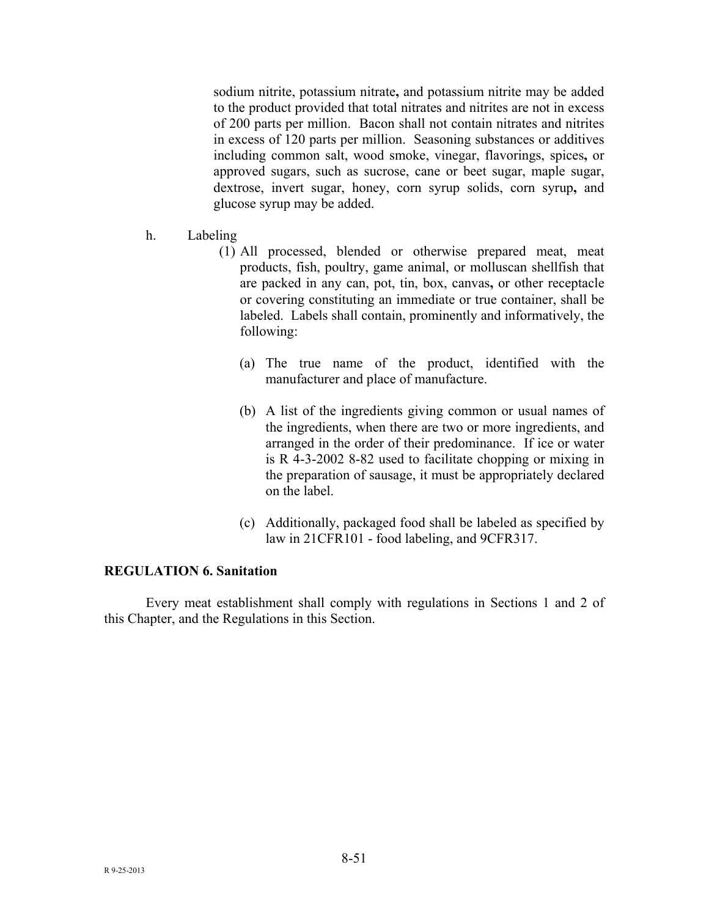sodium nitrite, potassium nitrate**,** and potassium nitrite may be added to the product provided that total nitrates and nitrites are not in excess of 200 parts per million. Bacon shall not contain nitrates and nitrites in excess of 120 parts per million. Seasoning substances or additives including common salt, wood smoke, vinegar, flavorings, spices**,** or approved sugars, such as sucrose, cane or beet sugar, maple sugar, dextrose, invert sugar, honey, corn syrup solids, corn syrup**,** and glucose syrup may be added.

h. Labeling

(1) All processed, blended or otherwise prepared meat, meat products, fish, poultry, game animal, or molluscan shellfish that are packed in any can, pot, tin, box, canvas**,** or other receptacle or covering constituting an immediate or true container, shall be labeled. Labels shall contain, prominently and informatively, the following:

(a) The true name of the product, identified with the manufacturer and place of manufacture.

(b) A list of the ingredients giving common or usual names of the ingredients, when there are two or more ingredients, and arranged in the order of their predominance. If ice or water is R 4-3-2002 8-82 used to facilitate chopping or mixing in the preparation of sausage, it must be appropriately declared on the label.

(c) Additionally, packaged food shall be labeled as specified by law in 21CFR101 - food labeling, and 9CFR317.

**REGULATION 6. Sanitation**

Every meat establishment shall comply with regulations in Sections 1 and 2 of this Chapter, and the Regulations in this Section.

R 9-25-2013